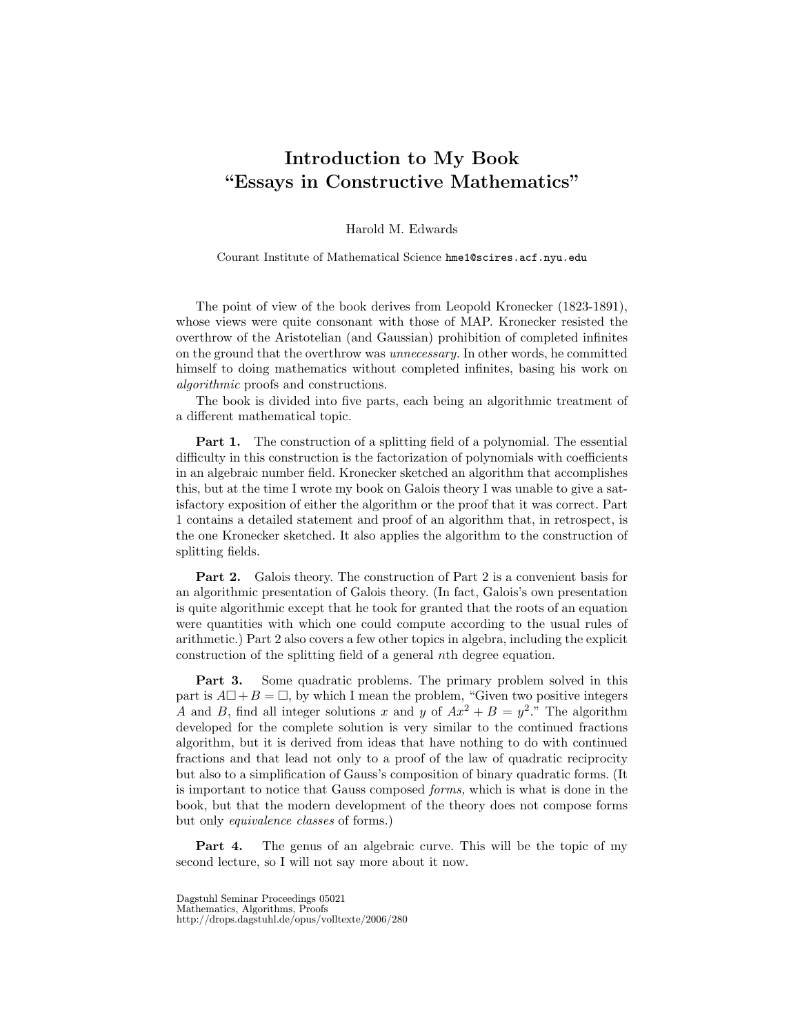# Introduction to My Book "Essays in Constructive Mathematics"

Harold M. Edwards

Courant Institute of Mathematical Science `hme1@scires.acf.nyu.edu`

The point of view of the book derives from Leopold Kronecker (1823-1891), whose views were quite consonant with those of MAP. Kronecker resisted the overthrow of the Aristotelian (and Gaussian) prohibition of completed infinites on the ground that the overthrow was *unnecessary.* In other words, he committed himself to doing mathematics without completed infinites, basing his work on *algorithmic* proofs and constructions.

The book is divided into five parts, each being an algorithmic treatment of a different mathematical topic.

**Part 1.** The construction of a splitting field of a polynomial. The essential difficulty in this construction is the factorization of polynomials with coefficients in an algebraic number field. Kronecker sketched an algorithm that accomplishes this, but at the time I wrote my book on Galois theory I was unable to give a satisfactory exposition of either the algorithm or the proof that it was correct. Part 1 contains a detailed statement and proof of an algorithm that, in retrospect, is the one Kronecker sketched. It also applies the algorithm to the construction of splitting fields.

**Part 2.** Galois theory. The construction of Part 2 is a convenient basis for an algorithmic presentation of Galois theory. (In fact, Galois's own presentation is quite algorithmic except that he took for granted that the roots of an equation were quantities with which one could compute according to the usual rules of arithmetic.) Part 2 also covers a few other topics in algebra, including the explicit construction of the splitting field of a general $n$th degree equation.

**Part 3.** Some quadratic problems. The primary problem solved in this part is $A\square + B = \square$, by which I mean the problem, "Given two positive integers $A$ and $B$, find all integer solutions $x$ and $y$ of $Ax^2 + B = y^2$." The algorithm developed for the complete solution is very similar to the continued fractions algorithm, but it is derived from ideas that have nothing to do with continued fractions and that lead not only to a proof of the law of quadratic reciprocity but also to a simplification of Gauss's composition of binary quadratic forms. (It is important to notice that Gauss composed *forms,* which is what is done in the book, but that the modern development of the theory does not compose forms but only *equivalence classes* of forms.)

**Part 4.** The genus of an algebraic curve. This will be the topic of my second lecture, so I will not say more about it now.

Dagstuhl Seminar Proceedings 05021
Mathematics, Algorithms, Proofs
http://drops.dagstuhl.de/opus/volltexte/2006/280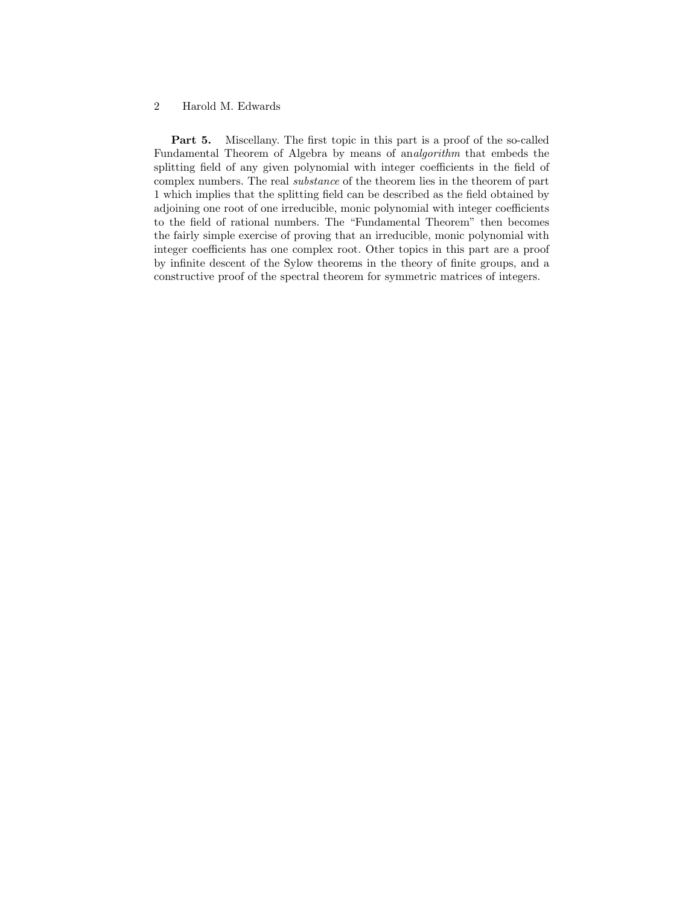**Part 5.** Miscellany. The first topic in this part is a proof of the so-called Fundamental Theorem of Algebra by means of an*algorithm* that embeds the splitting field of any given polynomial with integer coefficients in the field of complex numbers. The real *substance* of the theorem lies in the theorem of part 1 which implies that the splitting field can be described as the field obtained by adjoining one root of one irreducible, monic polynomial with integer coefficients to the field of rational numbers. The "Fundamental Theorem" then becomes the fairly simple exercise of proving that an irreducible, monic polynomial with integer coefficients has one complex root. Other topics in this part are a proof by infinite descent of the Sylow theorems in the theory of finite groups, and a constructive proof of the spectral theorem for symmetric matrices of integers.